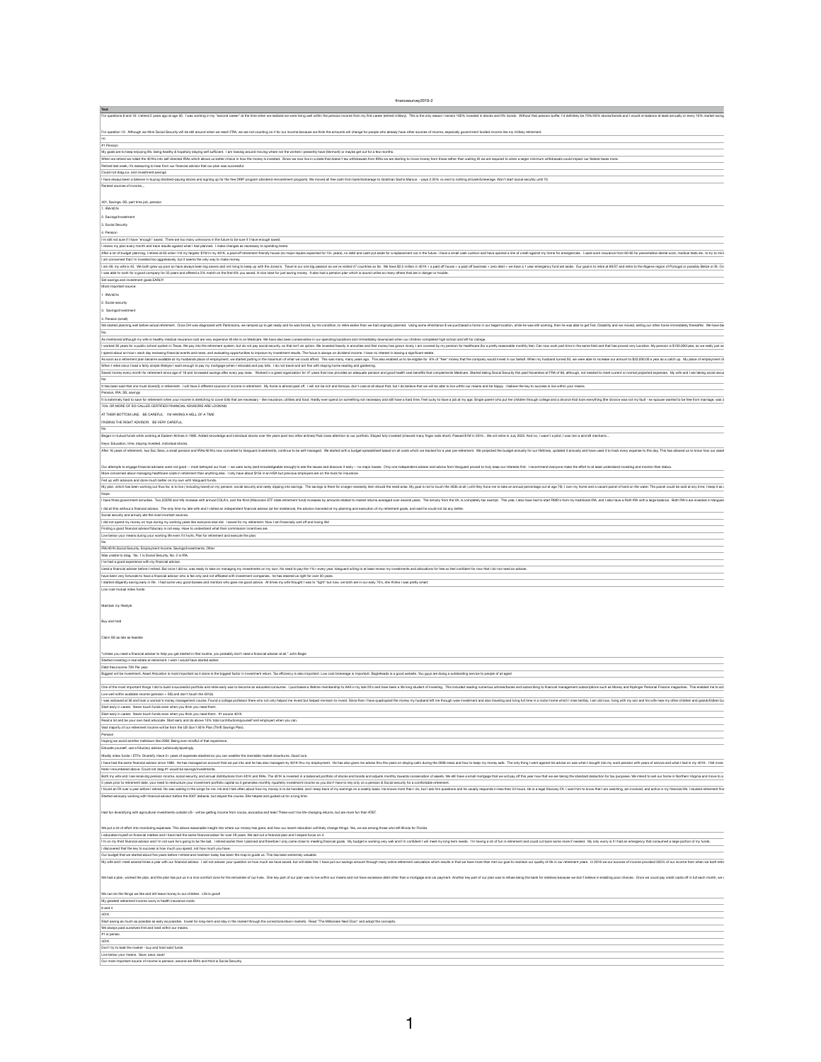| Text |
|---|
| For questions 8 and 10: I retired 2 years ago at age 50. I was working in my "second career" at the time when we realized we were living well within the pension income from my first career (retired military). This is the only reason I remain 100% invested in stocks and 0% bonds. Without that pension buffer, I'd definitely be 70%/30% stocks/bonds and I would re-balance at least annually or every 10% market swing |
| For question 13: Although we think Social Security will be still around when we reach FRA, we are not counting on it for our income because we think the amounts will change for people who already have other sources of income, especially government funded income like my military retirement. |
| no |
| #1 Pension |
| My goals are to keep enjoying life, being healthy & hopefully staying self sufficient. I am tossing around moving where not the winters I presently have (Vermont) or maybe get out for a few months. |
| When we retired we rolled the 401Ks into self directed IRAs which allows us better choice in how the money is invested. Since we now live in a state that doesn't tax withdrawals from IRAs we are starting to move money from those other than waiting till we are required to when a larger minimum withdrawals could impact our federal taxes more. |
| Retired last week, it's reassuring to hear from our financial advisor that our plan was successful. |
| Could not drag s.s. and investment savings |
| I have always been a believer in buying dividend-paying stocks and signing up for the free DRIP program (dividend reinvestment program). We moved all free cash from bank/brokerage to Goldman Sachs Marcus - pays 2.25% vs next to nothing at bank/brokerage. Won't start social security until 70. |
| Ranked sources of income... |
| 401, Savings, SS, part time job, pension |
| 1. IRA/401k |
| 2. Savings/Investment |
| 3. Social Security |
| 4. Pension |
| I'm still not sure if I have "enough" saved. There are too many unknowns in the future to be sure if I have enough saved. |
| I review my plan every month and track results against what I had planned. I make changes as necessary to spending levels. |
| After a lot of budget planning, I retired at 65 when I hit my targets: $1M in my 401K, a paid-off retirement-friendly house (no major repairs expected for 10+ years), no debt and cash put aside for a replacement car in the future. I have a small cash cushion and have opened a line of credit against my home for emergencies. I used work insurance from 60-65 for preventative dental work, medical tests etc. to try to mini |
| I am concerned that I'm invested too aggressively, but it seems the only way to make money. |
| I am 48, my wife is 43. We both grew up poor so have always been big savers and not living to keep up with the Jones's. Travel is our one big passion so we've visited 47 countries so far. We have $2.5 million in 401K + a paid off house + a paid off business + zero debt + we have a 1 year emergency fund set aside. Our goal is to retire at 60/57 and retire to the Algarve region of Portugal or possibly Belize or St. Cr |
| I was able to work for a good company for 22 years and offered a 3% match on the first 6% you saved. A nice raise for just saving money. It also had a pension plan which is sound unlike so many others that are in danger or trouble. |
| Set savings and investment goals EARLY! |
| Most important source: |
| 1. IRA/401K |
| 2. Social security |
| 3. Savings/investment |
| 4. Pension (small) |
| We started planning well before actual retirement. Once DH was diagnosed with Parkinsons, we ramped up to get ready and he was forced, by his condition, to retire earlier than we had originally planned. Using some inheritance $ we purchased a home in our budget location, while he was still working, then he was able to get Fed. Disability and we moved, selling our other home immediately thereafter. We have be |
| No. |
| As mentioned although my wife is healthy medical insurance cost are very expensive till she is on Medicare. We have also been conservative in our spending/vacations and immediately downsized when our children completed high school and left for college. |
| I worked 35 years for a public school system in Texas. We pay into the retirement system, but do not pay social security, so that isn't an option. We invested heavily in annuities and that money has grown nicely. I am covered by my pension for healthcare (for a pretty reasonable monthly fee). Can now work part time in the same field and that has proved very lucrative. My pension is $103,000/year, so we really just w |
| I spend about an hour+ each day reviewing financial events and news, and evaluating opportunities to improve my investment results. The focus is always on dividend income. I have no interest in leaving a significant estate. |
| As soon as a retirement plan became available at my husbands place of employment, we started putting in the maximum of what we could afford. This was many, many years ago. This also enabled us to be eligible for 6% of "free" money that the company would invest in our behalf. When my husband turned 50, we were able to increase our amount to $20,000.00 a year as a catch up. My place of employment di |
| When I retire since I lead a fairly simple lifestyle I want enough to pay my mortgage (when I relocate) and pay bills. I do not travel and am fine with staying home reading and gardening. |
| Saved money every month for retirement since age of 18 and increased savings after every pay raise. Worked in a great organization for 47 years that now provides an adequate pension and good health care benefits that complements Medicare. Started taking Social Security this past November at FRA of 66, although, not needed to meet current or normal projected expenses. My wife and I are taking social secu |
| No |
| It has been said that one must diversify in retirement. I will have 5 different sources of income in retirement. My home is almost paid off. I will not be rich and famous, don't care at all about that, but I do believe that we will be able to live within our means and be happy. I believe the key to success is live within your means. |
| Pension, IRA, SS, savings |
| It is extremely hard to save for retirement when your income is stretching to cover bills that are necessary - like insurance, utilities and food. Hardly ever spend on something not necessary and still have a hard time. Feel lucky to have a job at my age. Single parent who put her children through college and a divorce that took everything (the divorce was not my fault - ex-spouse wanted to be free from marriage, was d |
| 75% OR MORE OF SO-CALLED CERTIFIED FINANCIAL ADVISORS ARE LOOKING |
| AT THEIR BOTTOM LINE. BE CAREFUL. I'M HAVING A HELL OF A TIME |
| FINDING THE RIGHT ADVISOR. BE VERY CAREFUL. |
| No |
| Began in mutual funds while working at Eastern Airlines in 1985. Added knowledge and individual stocks over the years (and two other airlines) Paid close attention to our portfolio. Stayed fully invested (chewed many finger nails short). Passed $1M in 2016... We will retire in July 2023. And no, I wasn't a pilot, I was (am a aircraft mechanic... |
| Keys: Education, time, staying invested, individual stocks. |
| After 16 years of retirement, two Soc Secs, a small pension and IRAs/401Ks now converted to Vanguard investments, continue to be self-managed. We started with a budget spreadsheet based on all costs which we tracked for a year pre-retirement. We projected the budget annually for our lifetimes, updated it annually and have used it to track every expense to this day. This has allowed us to know how our asset |
| Our attempts to engage financial advisers were not good -- most betrayed our trust -- we were lucky (and knowledgeable enough) to see the issues and discover it early -- no major losses. Only one independent adviser and advice from Vanguard proved to truly keep our interests first. I recommend everyone make the effort to at least understand investing and monitor their status. |
| More concerned about managing healthcare costs in retirement than anything else.. I only have about $15k in an HSA but previous employers are on the hook for insurance. |
| Fed up with advisors and done much better on my own with Vanguard funds. |
| My plan, which has been working out thus far, is to live ( including travel) on my pension, social security and rarely dipping into savings. The savings is there for a larger necessity item should the need arise. My goal is not to touch the 403b at all ( until they force me to take an annual percentage out at age 70). I own my home and a vacant parcel of land on the water. The parcel could be sold at any time; I keep it as |
| Nope |
| I have three government annuities. Two (CSRS and VA) increase with annual COLA's, and the third (Wisconsin ETF state retirement fund) increases by amounts related to market returns averaged over several years. The annuity from the VA is completely tax exempt. This year, I also have had to start RMD's from my traditional IRA, and I also have a Roth IRA with a large balance. Both IRA's are invested in Vanguar |
| I did all this without a financial advisor. The only time my late wife and I visited an independent financial advisor (at her insistence), the advisor marveled at my planning and execution of my retirement goals, and said he could not do any better. |
| Social security and annuity are the most important assets. |
| I did not spend my money on toys during my working years like everyone else did. I saved for my retirement. Now I am financially well off and loving life! |
| Finding a good financial advisor/fiduciary is not easy. Have to understand what their commission incentives are. |
| Live below your means during your working life even if it hurts. Plan for retirement and execute the plan. |
| No |
| IRA/401K,Social Security, Employment Income, Savings/Investments, Other |
| Was unable to drag. No. 1 is Social Security, No. 2 is IRA. |
| I've had a good experience with my financial advisor. |
| Used a financial adviser before I retired. But once I did so, was ready to take on managing my investments on my own. No need to pay the 1%+ every year. Vanguard willing to at least review my investments and allocations for free so feel confident for now that I do not need an adviser. |
| have been very fortunate to have a financial advisor who is fee only and not affiliated with investment companies. he has steered us right for over 30 years. |
| I started diligently saving early in life. I had some very good bosses and mentors who gave me good advice. At times my wife thought I was to "tight" but now, we both are in our early 70's, she thinks I was pretty smart. |
| Low cost mutual index funds |
| Maintain my lifestyle |
| Buy and hold |
| Claim SS as late as feasible |
| "Unless you need a financial adviser to help you get started in that routine, you probably don't need a financial adviser at all," John Bogle |
| Started investing in real estate at retirement. I wish I would have started earlier. |
| Debt free,income 72K Per year. |
| Biggest will be investment. Asset Allocation is most important as it alone is the biggest factor in investment return. Tax efficiency is also important. Low cost brokerage is important. Bogleheads is a good website. You guys are doing a outstanding service to people of all ages! |
| One of the most important things I did to build a successful portfolio and retire early was to become an educated consumer. I purchased a lifetime membership to AAII in my late 20's and have been a life long student of investing. This included reading numerous articles/books and subscribing to financial management subscriptions such as Money and Kiplinger Personal Finance magazines. This enabled me to act |
| Live well within available income (pension + SS) and don't touch the 401(k) |
| I was widowed at 36 and took a woman's money management course. Found a college professor there who not only helped me invest but helped me learn to invest. Since then I have quadrupled the money my husband left me through wise investment and also traveling and living full time in a motor home which I miss terribly. I am old now, living with my son and his wife near my other children and grandchildren bu |
| Start early in career. Never touch funds even when you think you need them. |
| Start early in career. Never touch funds even when you think you need them. #1 source 401K |
| Read a lot and be your own best advocate. Start early and do above 15% total contributions(yourself and employer) when you can. |
| Vast majority of our retirement income will be from the US Gov't 401k Plan (Thrift Savings Plan). |
| Pension |
| Hoping we avoid another meltdown like 2008. Being ever mindful of that experience. |
| Educate yourself; use a fiduciary advisor judiciously/sparingly. |
| Mostly index funds / ETFs. Diversify. Have 3+ years of expenses stashed so you can weather the inevitable market downturns. Good luck. |
| I have had the same financial advisor since 1986. He has managed an account that we put into and he has also managed my 401K thru my employment. He has also given me advice thru the years on staying calm during the 2008 mess and how to keep my money safe. The only thing I went against his advise on was when I bought into my work pension with years of service and what I had in my 401K. I felt more |
| Note I renumbered above. Could not drag #1 would be savings/investments. |
| Both my wife and I are receiving pension income, social security, and annual distributions from 401K and IRAs. The 401K is invested in a balanced portfolio of stocks and bonds and adjusts monthly towards conservation of assets. We still have a small mortgage that we will pay off this year now that we are taking the standard deduction for tax purposes. We intend to sell our home in Northern Virginia and move to a |
| 5 years prior to retirement date, your need to restructure your investment portfolio capital so it generates monthly /quarterly investment income so you don't have to rely only on a pension & Social security for a comfortable retirement. |
| I found an FA over a year before I retired. He was waiting in the wings for me. He and I talk often about how my money is to be handled, and I keep track of my earnings on a weekly basis. He knows more than I do, but I ask him questions and he usually responds in less than 24 hours. He is a legal fiduciary FA. I want him to know that I am watching, am involved, and active in my financial life. I studied retirement fina |
| Started seriously working with financial advisor before the 2007 debacle, but stayed the course. She helped and guided us for a long time. |
| Had fun diversifying with agricultural investments outside US - will be getting income from cocoa, avocados and teak! These won't be life-changing returns, but are more fun than AT&T. |
| We put a lot of effort into monitoring expenses. This allows reasonable insight into where our money has gone, and how our recent relocation will likely change things. Yes, we are among those who left Illinois for Florida. |
| I educated myself on financial matters and I have had the same financial adviser for over 29 years. We laid out a financial plan and I stayed focus on it. |
| I'm on my third financial advisor and I'm not sure he's going to be the last. I retired earlier than I planned and therefore I only came close to meeting financial goals. My budget is working very well and I'm confident I will meet my long term needs. I'm having a lot of fun in retirement and could cut back some more if needed. My only worry is if I had an emergency that consumed a large portion of my funds. |
| I discovered that the key to success is how much you spend, not how much you have. |
| Our budget that we started about five years before I retired and maintain today has been the map to guide us. This has been extremely valuable. |
| My wife and I meet several times a year with our financial advisor. I will not answer your question on how much we have saved, but will state this: I have put our savings amount through many online retirement calculators which results in that we have more than met our goal to maintain our quality of life in our retirement years. In 2018 we our sources of income provided 265% of our income from when we both retire |
| We had a plan, worked the plan, and the plan has put us in a nice comfort zone for the remainder of our lives. One key part of our plan was to live within our means and not have excessive debt other than a mortgage and car payment. Another key part of our plan was to refuse being the bank for relatives because we don't believe in enabling poor choices. Once we could pay credit cards off in full each month, we c |
| We can do the things we like and still leave money to our children . Life is good! |
| My greatest retirement income worry in health insurance costs. |
| 6 and 4 |
| 401K |
| Start saving as much as possible as early as possible. Invest for long-term and stay in the market through the corrections/down markets. Read "The Millionaire Next Door" and adopt the concepts. |
| We always paid ourselves first and lived within our means. |
| #1 is pensio |
| 401K |
| Don't try to beat the market - buy and hold solid funds |
| Live below your means. Save, save, save! |
| Our most important source of income is pension, second are IRA's and third is Social Security. |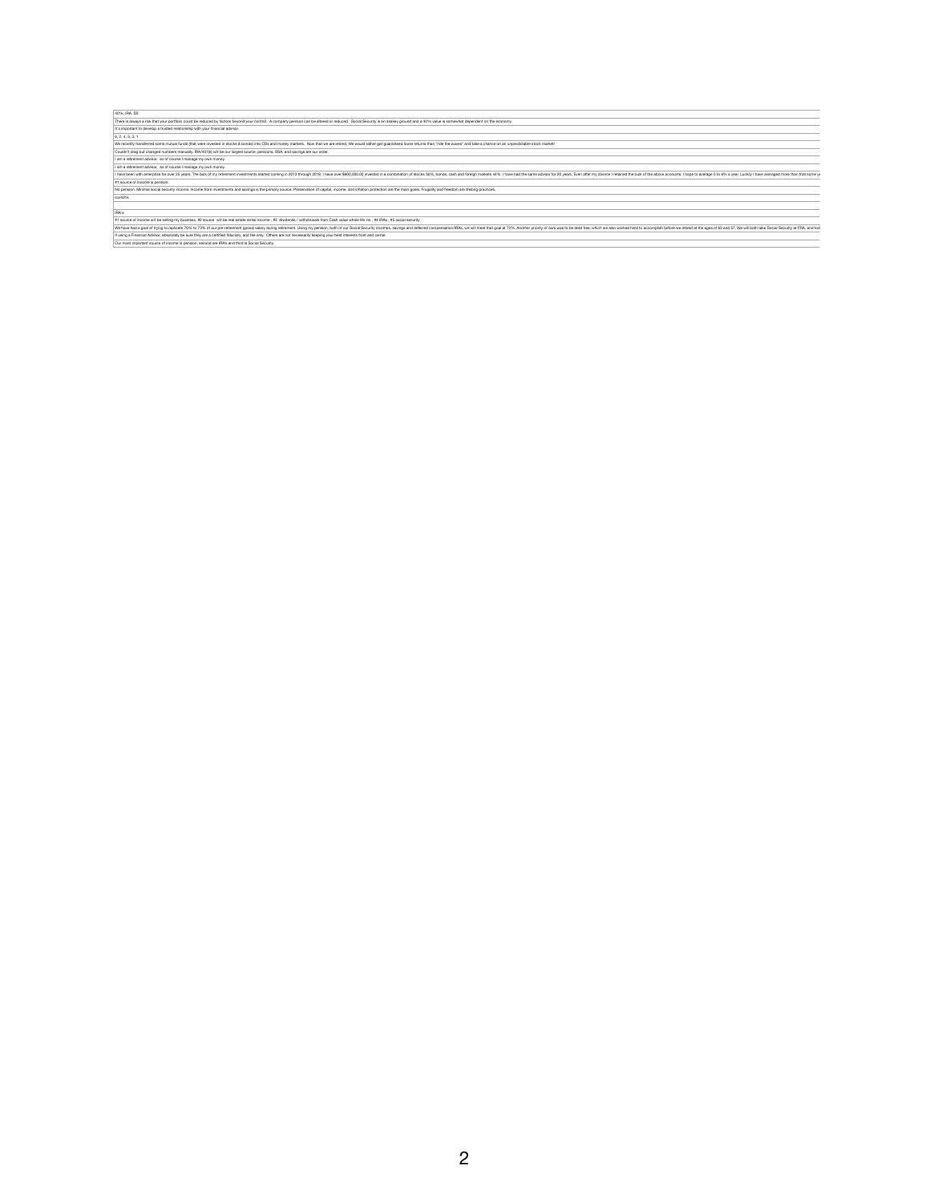| |
|---|
| 401k, IRA, SS |
| There is always a risk that your portfolio could be reduced by factors beyond your control. A company pension can be altered or reduced. Social Security is on skakey ground and a 401k value is somewhat dependent on the economy. |
| It's important to develop a trusted relationship with your financial advisor. |
| 6, 2, 4, 5, 3, 1 |
| We recently transferred some mutual funds (that were invested in stocks & bonds) into CDs and money markets. Now that we are retired. We would rather get guaranteed lower returns than "ride the waves" and take a chance on an unpredictable stock market! |
| Couldn't drag but changed numbers manually. IRA/401(k) will be our largest source, pensions, SSA, and savings are our order. |
| I am a retirement advisor, so of course I manage my own money. |
| I am a retirement advisor, so of course I manage my own money. |
| I have been with ameriprise for over 25 years. The bulk of my retirement investments started coming in 2013 through 2019. I have over $800,000.00 invested in a combination of stocks 56%, bonds, cash and foreign markets 44%. I have had the same advisor for 20 years. Even after my divorce I retained the bulk of the above accounts. I hope to average 5 to 6% a year. Luckily I have averaged more than that some y |
| #1 source of income is pension. |
| No pension. Minimal social security income. Income from investments and savings is the primary source. Preservation of capital, income, and inflation protection are the main goals. Frugality and freedom are lifelong practices. |
| Iran401k |
| |
| IRA's |
| #1 source of income will be selling my business; #2 source will be real estate rental income ; #3 dividends / withdrawals from Cash value whole life ins ; #4 IRAs ; #5 social security |
| We have had a goal of trying to replicate 70% to 73% of our pre-retirement (gross) salary during retirement. Using my pension, both of our Social Security incomes, savings and deferred compensation/IRAs, we will meet that goal at 73%. Another priority of ours was to be debt free, which we also worked hard to accomplish before we retired at the ages of 63 and 57. We will both take Social Security at FRA, and tod |
| If using a Financial Advisor, absolutely be sure they are a certified fiduciary, and fee only. Others are not necessarily keeping your best interests front and center. |
| Our most important source of income is pension, second are IRA's and third is Social Security. |